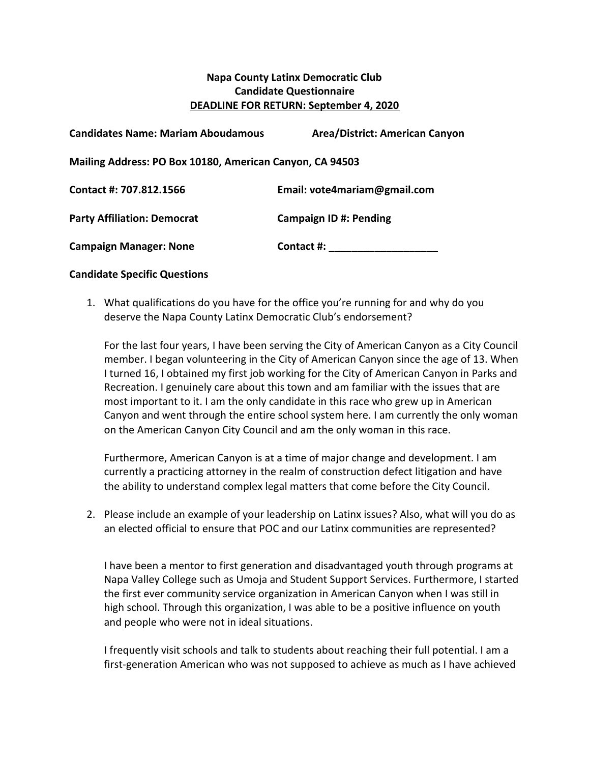**Napa County Latinx Democratic Club**
**Candidate Questionnaire**
**DEADLINE FOR RETURN: September 4, 2020**

**Candidates Name: Mariam Aboudamous** **Area/District: American Canyon**

**Mailing Address: PO Box 10180, American Canyon, CA 94503**

**Contact #: 707.812.1566** **Email: vote4mariam@gmail.com**

**Party Affiliation: Democrat** **Campaign ID #: Pending**

**Campaign Manager: None** **Contact #: ___________________**

**Candidate Specific Questions**

1. What qualifications do you have for the office you're running for and why do you deserve the Napa County Latinx Democratic Club's endorsement?

   For the last four years, I have been serving the City of American Canyon as a City Council member. I began volunteering in the City of American Canyon since the age of 13. When I turned 16, I obtained my first job working for the City of American Canyon in Parks and Recreation. I genuinely care about this town and am familiar with the issues that are most important to it. I am the only candidate in this race who grew up in American Canyon and went through the entire school system here. I am currently the only woman on the American Canyon City Council and am the only woman in this race.

   Furthermore, American Canyon is at a time of major change and development. I am currently a practicing attorney in the realm of construction defect litigation and have the ability to understand complex legal matters that come before the City Council.

2. Please include an example of your leadership on Latinx issues? Also, what will you do as an elected official to ensure that POC and our Latinx communities are represented?

   I have been a mentor to first generation and disadvantaged youth through programs at Napa Valley College such as Umoja and Student Support Services. Furthermore, I started the first ever community service organization in American Canyon when I was still in high school. Through this organization, I was able to be a positive influence on youth and people who were not in ideal situations.

   I frequently visit schools and talk to students about reaching their full potential. I am a first-generation American who was not supposed to achieve as much as I have achieved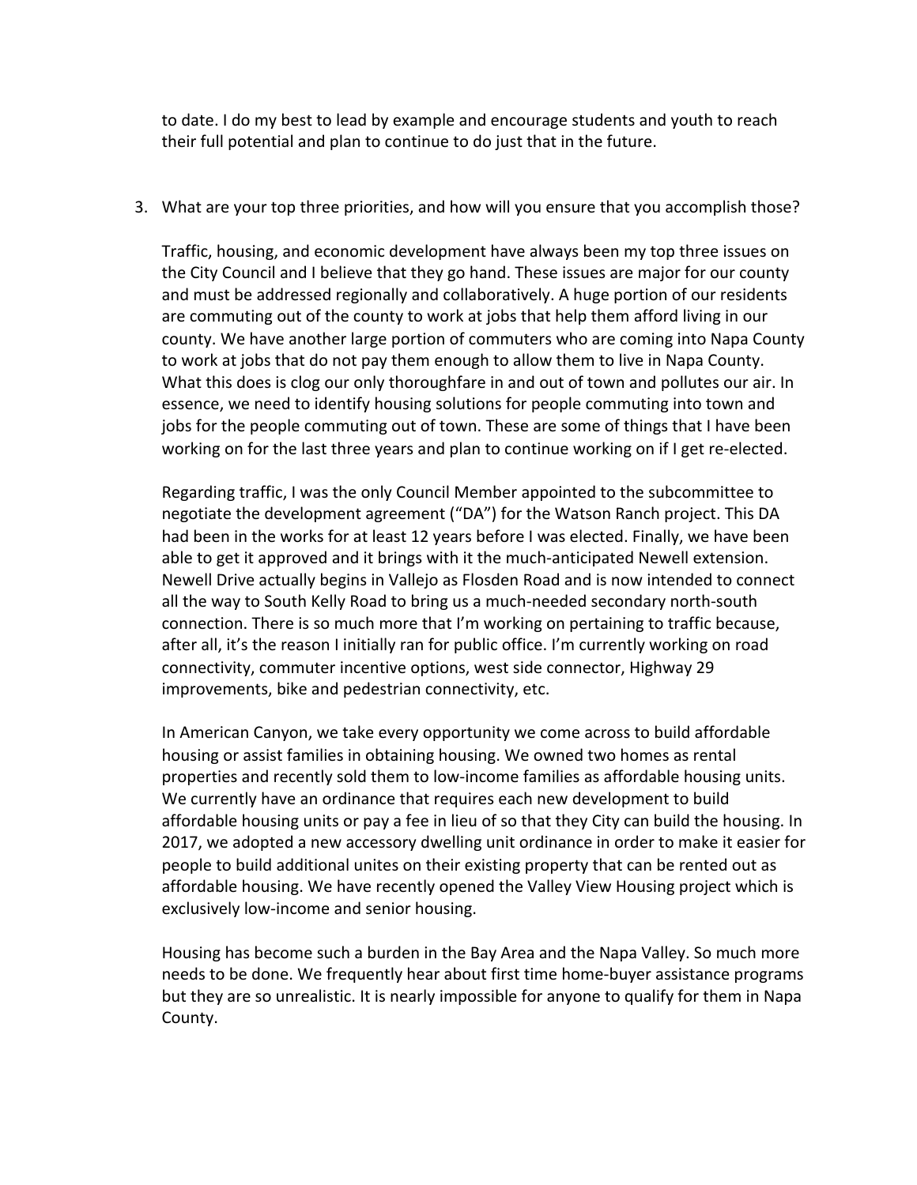to date. I do my best to lead by example and encourage students and youth to reach their full potential and plan to continue to do just that in the future.

3. What are your top three priorities, and how will you ensure that you accomplish those?

   Traffic, housing, and economic development have always been my top three issues on the City Council and I believe that they go hand. These issues are major for our county and must be addressed regionally and collaboratively. A huge portion of our residents are commuting out of the county to work at jobs that help them afford living in our county. We have another large portion of commuters who are coming into Napa County to work at jobs that do not pay them enough to allow them to live in Napa County. What this does is clog our only thoroughfare in and out of town and pollutes our air. In essence, we need to identify housing solutions for people commuting into town and jobs for the people commuting out of town. These are some of things that I have been working on for the last three years and plan to continue working on if I get re-elected.

   Regarding traffic, I was the only Council Member appointed to the subcommittee to negotiate the development agreement ("DA") for the Watson Ranch project. This DA had been in the works for at least 12 years before I was elected. Finally, we have been able to get it approved and it brings with it the much-anticipated Newell extension. Newell Drive actually begins in Vallejo as Flosden Road and is now intended to connect all the way to South Kelly Road to bring us a much-needed secondary north-south connection. There is so much more that I'm working on pertaining to traffic because, after all, it's the reason I initially ran for public office. I'm currently working on road connectivity, commuter incentive options, west side connector, Highway 29 improvements, bike and pedestrian connectivity, etc.

   In American Canyon, we take every opportunity we come across to build affordable housing or assist families in obtaining housing. We owned two homes as rental properties and recently sold them to low-income families as affordable housing units. We currently have an ordinance that requires each new development to build affordable housing units or pay a fee in lieu of so that they City can build the housing. In 2017, we adopted a new accessory dwelling unit ordinance in order to make it easier for people to build additional unites on their existing property that can be rented out as affordable housing. We have recently opened the Valley View Housing project which is exclusively low-income and senior housing.

   Housing has become such a burden in the Bay Area and the Napa Valley. So much more needs to be done. We frequently hear about first time home-buyer assistance programs but they are so unrealistic. It is nearly impossible for anyone to qualify for them in Napa County.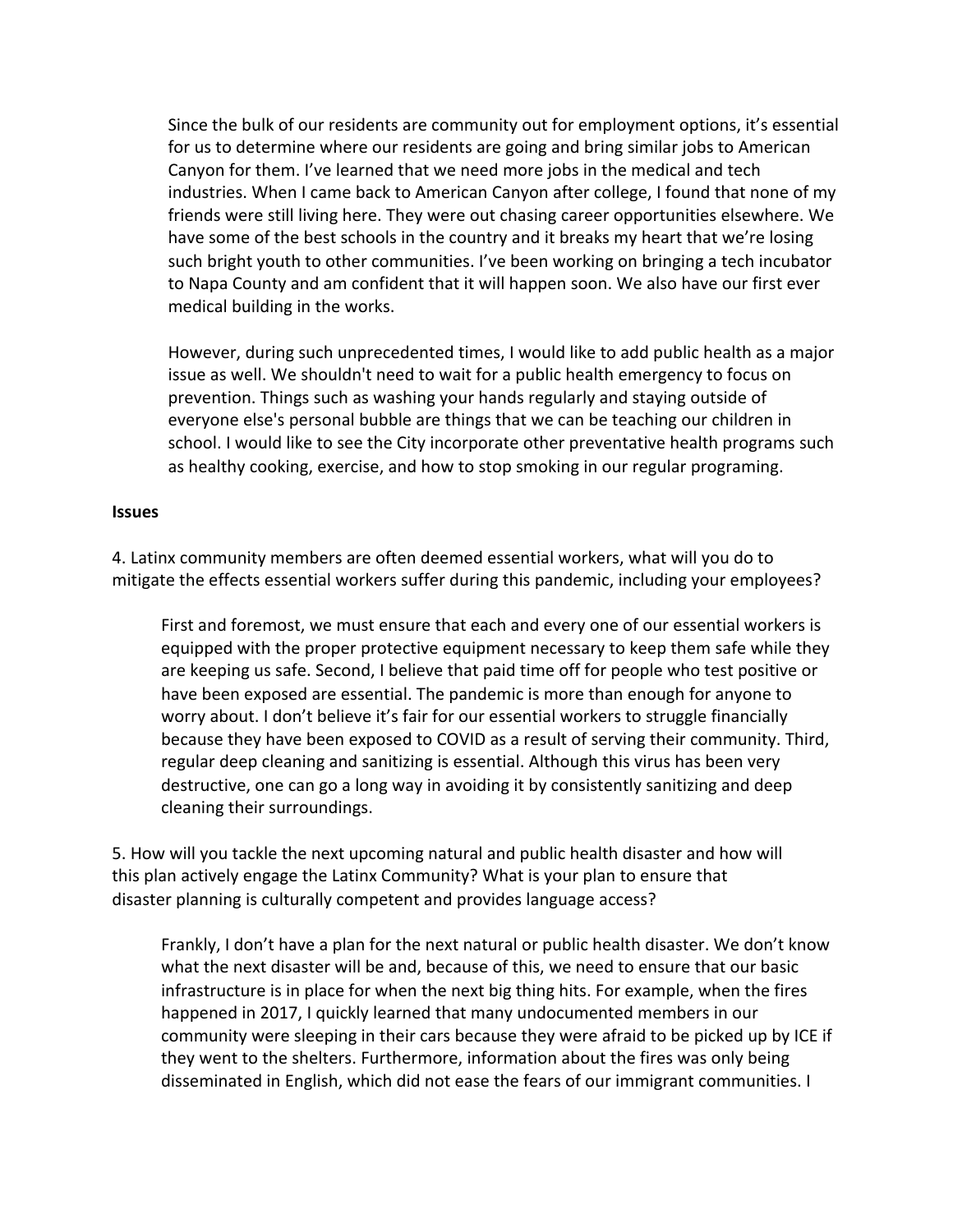Since the bulk of our residents are community out for employment options, it's essential for us to determine where our residents are going and bring similar jobs to American Canyon for them. I've learned that we need more jobs in the medical and tech industries. When I came back to American Canyon after college, I found that none of my friends were still living here. They were out chasing career opportunities elsewhere. We have some of the best schools in the country and it breaks my heart that we're losing such bright youth to other communities. I've been working on bringing a tech incubator to Napa County and am confident that it will happen soon. We also have our first ever medical building in the works.

However, during such unprecedented times, I would like to add public health as a major issue as well. We shouldn't need to wait for a public health emergency to focus on prevention. Things such as washing your hands regularly and staying outside of everyone else's personal bubble are things that we can be teaching our children in school. I would like to see the City incorporate other preventative health programs such as healthy cooking, exercise, and how to stop smoking in our regular programing.

**Issues**

4. Latinx community members are often deemed essential workers, what will you do to mitigate the effects essential workers suffer during this pandemic, including your employees?

First and foremost, we must ensure that each and every one of our essential workers is equipped with the proper protective equipment necessary to keep them safe while they are keeping us safe. Second, I believe that paid time off for people who test positive or have been exposed are essential. The pandemic is more than enough for anyone to worry about. I don't believe it's fair for our essential workers to struggle financially because they have been exposed to COVID as a result of serving their community. Third, regular deep cleaning and sanitizing is essential. Although this virus has been very destructive, one can go a long way in avoiding it by consistently sanitizing and deep cleaning their surroundings.

5. How will you tackle the next upcoming natural and public health disaster and how will this plan actively engage the Latinx Community? What is your plan to ensure that disaster planning is culturally competent and provides language access?

Frankly, I don't have a plan for the next natural or public health disaster. We don't know what the next disaster will be and, because of this, we need to ensure that our basic infrastructure is in place for when the next big thing hits. For example, when the fires happened in 2017, I quickly learned that many undocumented members in our community were sleeping in their cars because they were afraid to be picked up by ICE if they went to the shelters. Furthermore, information about the fires was only being disseminated in English, which did not ease the fears of our immigrant communities. I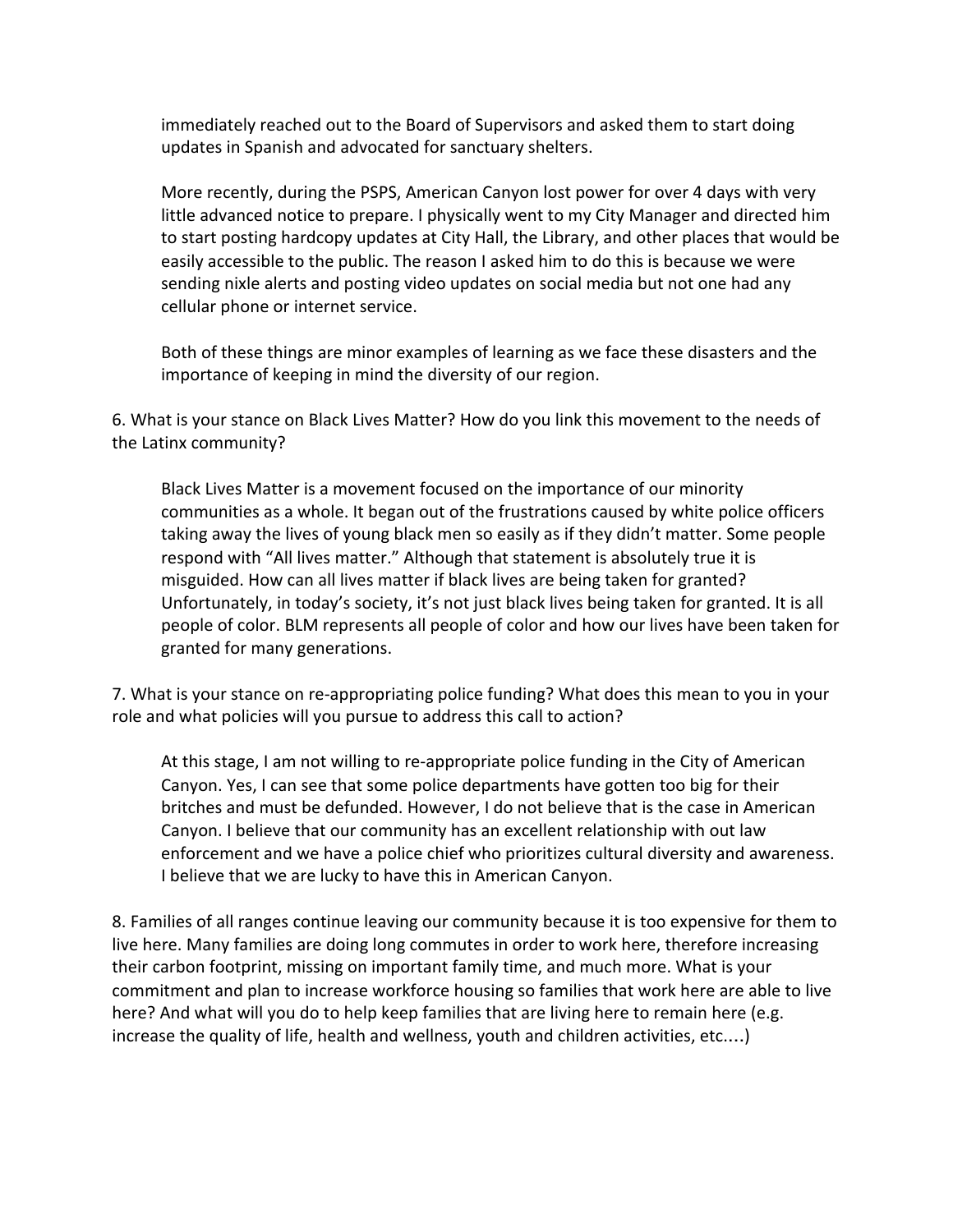immediately reached out to the Board of Supervisors and asked them to start doing updates in Spanish and advocated for sanctuary shelters.

More recently, during the PSPS, American Canyon lost power for over 4 days with very little advanced notice to prepare. I physically went to my City Manager and directed him to start posting hardcopy updates at City Hall, the Library, and other places that would be easily accessible to the public. The reason I asked him to do this is because we were sending nixle alerts and posting video updates on social media but not one had any cellular phone or internet service.

Both of these things are minor examples of learning as we face these disasters and the importance of keeping in mind the diversity of our region.

6. What is your stance on Black Lives Matter? How do you link this movement to the needs of the Latinx community?

Black Lives Matter is a movement focused on the importance of our minority communities as a whole. It began out of the frustrations caused by white police officers taking away the lives of young black men so easily as if they didn't matter. Some people respond with "All lives matter." Although that statement is absolutely true it is misguided. How can all lives matter if black lives are being taken for granted? Unfortunately, in today's society, it's not just black lives being taken for granted. It is all people of color. BLM represents all people of color and how our lives have been taken for granted for many generations.

7. What is your stance on re-appropriating police funding? What does this mean to you in your role and what policies will you pursue to address this call to action?

At this stage, I am not willing to re-appropriate police funding in the City of American Canyon. Yes, I can see that some police departments have gotten too big for their britches and must be defunded. However, I do not believe that is the case in American Canyon. I believe that our community has an excellent relationship with out law enforcement and we have a police chief who prioritizes cultural diversity and awareness. I believe that we are lucky to have this in American Canyon.

8. Families of all ranges continue leaving our community because it is too expensive for them to live here. Many families are doing long commutes in order to work here, therefore increasing their carbon footprint, missing on important family time, and much more. What is your commitment and plan to increase workforce housing so families that work here are able to live here? And what will you do to help keep families that are living here to remain here (e.g. increase the quality of life, health and wellness, youth and children activities, etc....)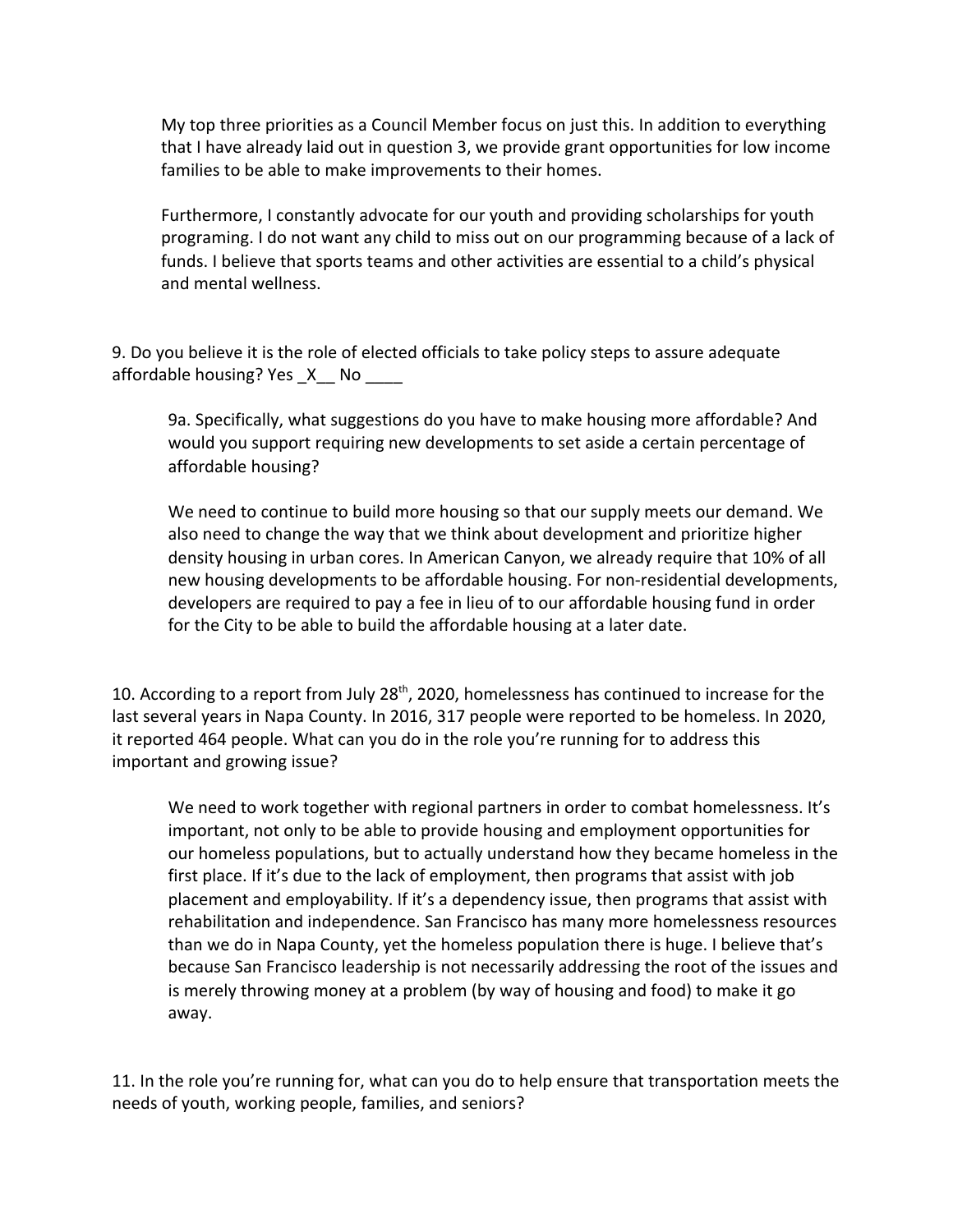My top three priorities as a Council Member focus on just this. In addition to everything that I have already laid out in question 3, we provide grant opportunities for low income families to be able to make improvements to their homes.

Furthermore, I constantly advocate for our youth and providing scholarships for youth programing. I do not want any child to miss out on our programming because of a lack of funds. I believe that sports teams and other activities are essential to a child's physical and mental wellness.

9. Do you believe it is the role of elected officials to take policy steps to assure adequate affordable housing? Yes _X__ No ____

9a. Specifically, what suggestions do you have to make housing more affordable? And would you support requiring new developments to set aside a certain percentage of affordable housing?

We need to continue to build more housing so that our supply meets our demand. We also need to change the way that we think about development and prioritize higher density housing in urban cores. In American Canyon, we already require that 10% of all new housing developments to be affordable housing. For non-residential developments, developers are required to pay a fee in lieu of to our affordable housing fund in order for the City to be able to build the affordable housing at a later date.

10. According to a report from July 28th, 2020, homelessness has continued to increase for the last several years in Napa County. In 2016, 317 people were reported to be homeless. In 2020, it reported 464 people. What can you do in the role you're running for to address this important and growing issue?

We need to work together with regional partners in order to combat homelessness. It's important, not only to be able to provide housing and employment opportunities for our homeless populations, but to actually understand how they became homeless in the first place. If it's due to the lack of employment, then programs that assist with job placement and employability. If it's a dependency issue, then programs that assist with rehabilitation and independence. San Francisco has many more homelessness resources than we do in Napa County, yet the homeless population there is huge. I believe that's because San Francisco leadership is not necessarily addressing the root of the issues and is merely throwing money at a problem (by way of housing and food) to make it go away.

11. In the role you're running for, what can you do to help ensure that transportation meets the needs of youth, working people, families, and seniors?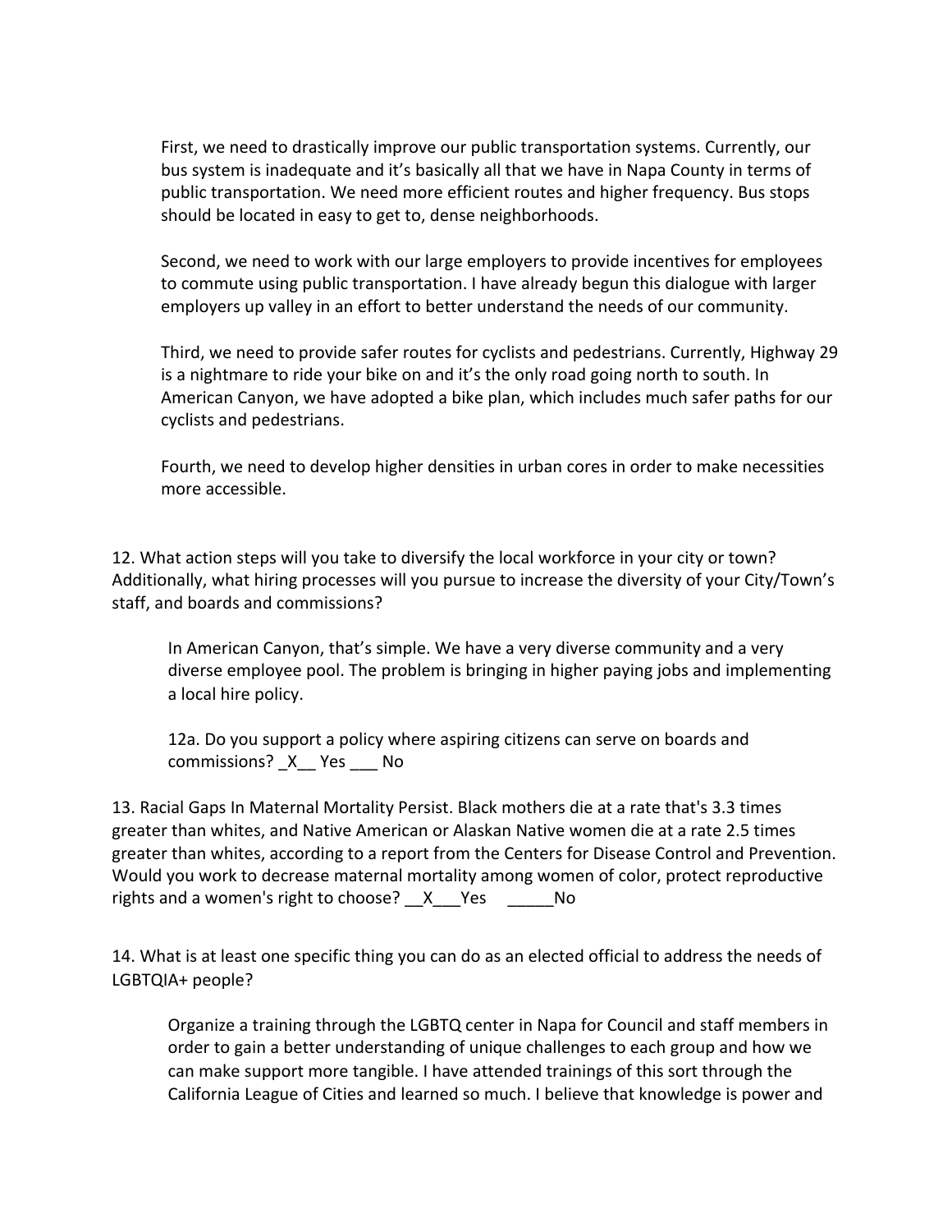First, we need to drastically improve our public transportation systems. Currently, our bus system is inadequate and it's basically all that we have in Napa County in terms of public transportation. We need more efficient routes and higher frequency. Bus stops should be located in easy to get to, dense neighborhoods.

Second, we need to work with our large employers to provide incentives for employees to commute using public transportation. I have already begun this dialogue with larger employers up valley in an effort to better understand the needs of our community.

Third, we need to provide safer routes for cyclists and pedestrians. Currently, Highway 29 is a nightmare to ride your bike on and it's the only road going north to south. In American Canyon, we have adopted a bike plan, which includes much safer paths for our cyclists and pedestrians.

Fourth, we need to develop higher densities in urban cores in order to make necessities more accessible.

12. What action steps will you take to diversify the local workforce in your city or town? Additionally, what hiring processes will you pursue to increase the diversity of your City/Town's staff, and boards and commissions?

In American Canyon, that's simple. We have a very diverse community and a very diverse employee pool. The problem is bringing in higher paying jobs and implementing a local hire policy.

12a. Do you support a policy where aspiring citizens can serve on boards and commissions? _X__ Yes ___ No

13. Racial Gaps In Maternal Mortality Persist. Black mothers die at a rate that's 3.3 times greater than whites, and Native American or Alaskan Native women die at a rate 2.5 times greater than whites, according to a report from the Centers for Disease Control and Prevention. Would you work to decrease maternal mortality among women of color, protect reproductive rights and a women's right to choose? __X___Yes _____No

14. What is at least one specific thing you can do as an elected official to address the needs of LGBTQIA+ people?

Organize a training through the LGBTQ center in Napa for Council and staff members in order to gain a better understanding of unique challenges to each group and how we can make support more tangible. I have attended trainings of this sort through the California League of Cities and learned so much. I believe that knowledge is power and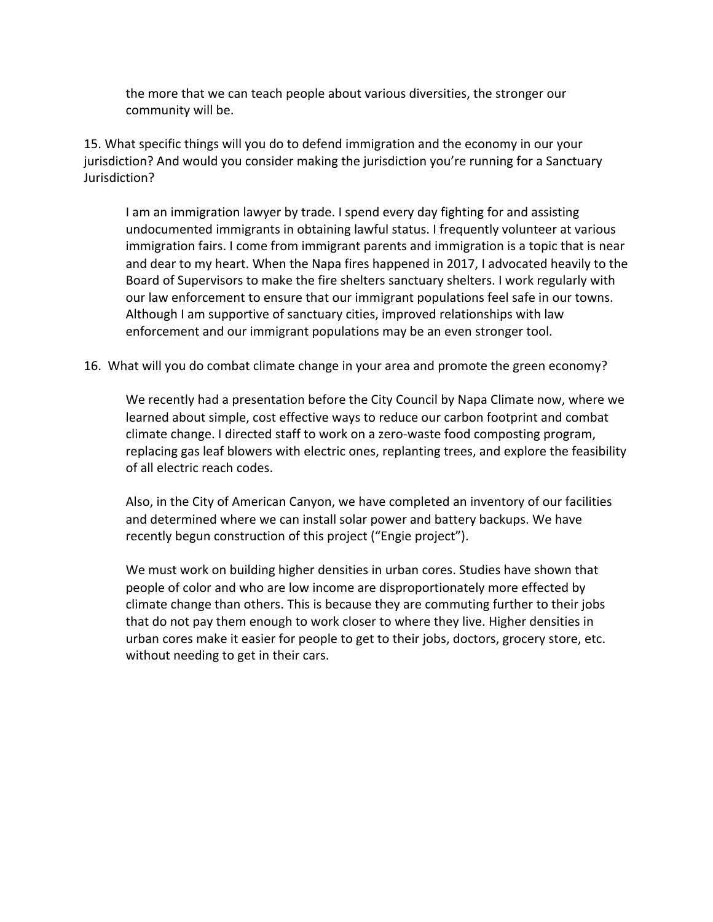the more that we can teach people about various diversities, the stronger our community will be.

15. What specific things will you do to defend immigration and the economy in our your jurisdiction? And would you consider making the jurisdiction you're running for a Sanctuary Jurisdiction?

I am an immigration lawyer by trade. I spend every day fighting for and assisting undocumented immigrants in obtaining lawful status. I frequently volunteer at various immigration fairs. I come from immigrant parents and immigration is a topic that is near and dear to my heart. When the Napa fires happened in 2017, I advocated heavily to the Board of Supervisors to make the fire shelters sanctuary shelters. I work regularly with our law enforcement to ensure that our immigrant populations feel safe in our towns. Although I am supportive of sanctuary cities, improved relationships with law enforcement and our immigrant populations may be an even stronger tool.

16. What will you do combat climate change in your area and promote the green economy?

We recently had a presentation before the City Council by Napa Climate now, where we learned about simple, cost effective ways to reduce our carbon footprint and combat climate change. I directed staff to work on a zero-waste food composting program, replacing gas leaf blowers with electric ones, replanting trees, and explore the feasibility of all electric reach codes.

Also, in the City of American Canyon, we have completed an inventory of our facilities and determined where we can install solar power and battery backups. We have recently begun construction of this project ("Engie project").

We must work on building higher densities in urban cores. Studies have shown that people of color and who are low income are disproportionately more effected by climate change than others. This is because they are commuting further to their jobs that do not pay them enough to work closer to where they live. Higher densities in urban cores make it easier for people to get to their jobs, doctors, grocery store, etc. without needing to get in their cars.